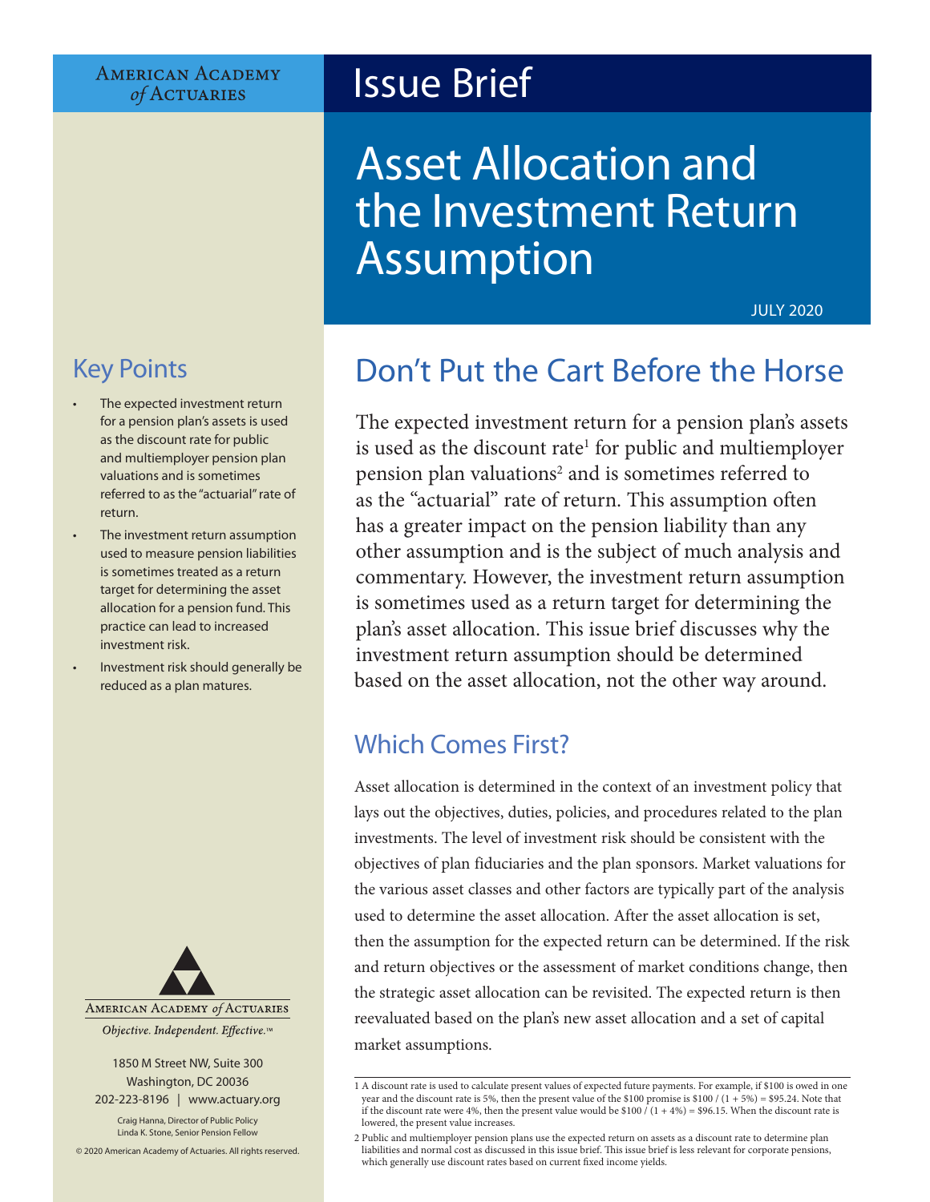American Academy of Actuaries

# Issue Brief

# Asset Allocation and the Investment Return Assumption

JULY 2020

## Key Points

- The expected investment return for a pension plan's assets is used as the discount rate for public and multiemployer pension plan valuations and is sometimes referred to as the "actuarial" rate of return.
- The investment return assumption used to measure pension liabilities is sometimes treated as a return target for determining the asset allocation for a pension fund. This practice can lead to increased investment risk.
- Investment risk should generally be reduced as a plan matures.

## Don't Put the Cart Before the Horse

The expected investment return for a pension plan's assets is used as the discount rate[1] for public and multiemployer pension plan valuations[2] and is sometimes referred to as the "actuarial" rate of return. This assumption often has a greater impact on the pension liability than any other assumption and is the subject of much analysis and commentary. However, the investment return assumption is sometimes used as a return target for determining the plan's asset allocation. This issue brief discusses why the investment return assumption should be determined based on the asset allocation, not the other way around.

### Which Comes First?

Asset allocation is determined in the context of an investment policy that lays out the objectives, duties, policies, and procedures related to the plan investments. The level of investment risk should be consistent with the objectives of plan fiduciaries and the plan sponsors. Market valuations for the various asset classes and other factors are typically part of the analysis used to determine the asset allocation. After the asset allocation is set, then the assumption for the expected return can be determined. If the risk and return objectives or the assessment of market conditions change, then the strategic asset allocation can be revisited. The expected return is then reevaluated based on the plan's new asset allocation and a set of capital market assumptions.

---

1 A discount rate is used to calculate present values of expected future payments. For example, if $100 is owed in one year and the discount rate is 5%, then the present value of the $100 promise is $100 / (1 + 5%) = $95.24. Note that if the discount rate were 4%, then the present value would be $100 / (1 + 4%) = $96.15. When the discount rate is lowered, the present value increases.

2 Public and multiemployer pension plans use the expected return on assets as a discount rate to determine plan liabilities and normal cost as discussed in this issue brief. This issue brief is less relevant for corporate pensions, which generally use discount rates based on current fixed income yields.

---

AMERICAN ACADEMY *of* ACTUARIES

*Objective. Independent. Effective.™*

1850 M Street NW, Suite 300
Washington, DC 20036
202-223-8196 | www.actuary.org

Craig Hanna, Director of Public Policy
Linda K. Stone, Senior Pension Fellow

© 2020 American Academy of Actuaries. All rights reserved.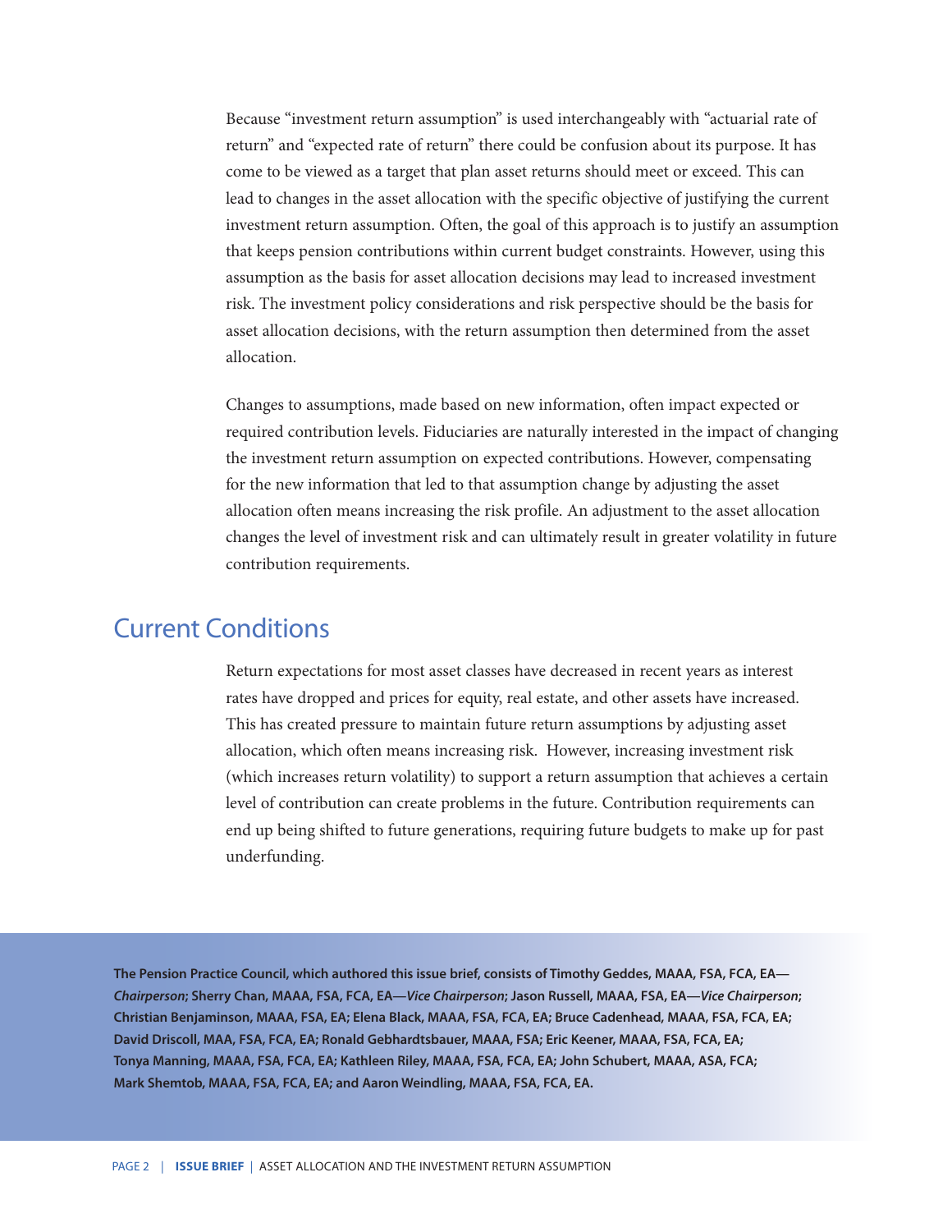Because "investment return assumption" is used interchangeably with "actuarial rate of return" and "expected rate of return" there could be confusion about its purpose. It has come to be viewed as a target that plan asset returns should meet or exceed. This can lead to changes in the asset allocation with the specific objective of justifying the current investment return assumption. Often, the goal of this approach is to justify an assumption that keeps pension contributions within current budget constraints. However, using this assumption as the basis for asset allocation decisions may lead to increased investment risk. The investment policy considerations and risk perspective should be the basis for asset allocation decisions, with the return assumption then determined from the asset allocation.

Changes to assumptions, made based on new information, often impact expected or required contribution levels. Fiduciaries are naturally interested in the impact of changing the investment return assumption on expected contributions. However, compensating for the new information that led to that assumption change by adjusting the asset allocation often means increasing the risk profile. An adjustment to the asset allocation changes the level of investment risk and can ultimately result in greater volatility in future contribution requirements.

## Current Conditions

Return expectations for most asset classes have decreased in recent years as interest rates have dropped and prices for equity, real estate, and other assets have increased. This has created pressure to maintain future return assumptions by adjusting asset allocation, which often means increasing risk. However, increasing investment risk (which increases return volatility) to support a return assumption that achieves a certain level of contribution can create problems in the future. Contribution requirements can end up being shifted to future generations, requiring future budgets to make up for past underfunding.

**The Pension Practice Council, which authored this issue brief, consists of Timothy Geddes, MAAA, FSA, FCA, EA—*Chairperson*; Sherry Chan, MAAA, FSA, FCA, EA—*Vice Chairperson*; Jason Russell, MAAA, FSA, EA—*Vice Chairperson*; Christian Benjaminson, MAAA, FSA, EA; Elena Black, MAAA, FSA, FCA, EA; Bruce Cadenhead, MAAA, FSA, FCA, EA; David Driscoll, MAA, FSA, FCA, EA; Ronald Gebhardtsbauer, MAAA, FSA; Eric Keener, MAAA, FSA, FCA, EA; Tonya Manning, MAAA, FSA, FCA, EA; Kathleen Riley, MAAA, FSA, FCA, EA; John Schubert, MAAA, ASA, FCA; Mark Shemtob, MAAA, FSA, FCA, EA; and Aaron Weindling, MAAA, FSA, FCA, EA.**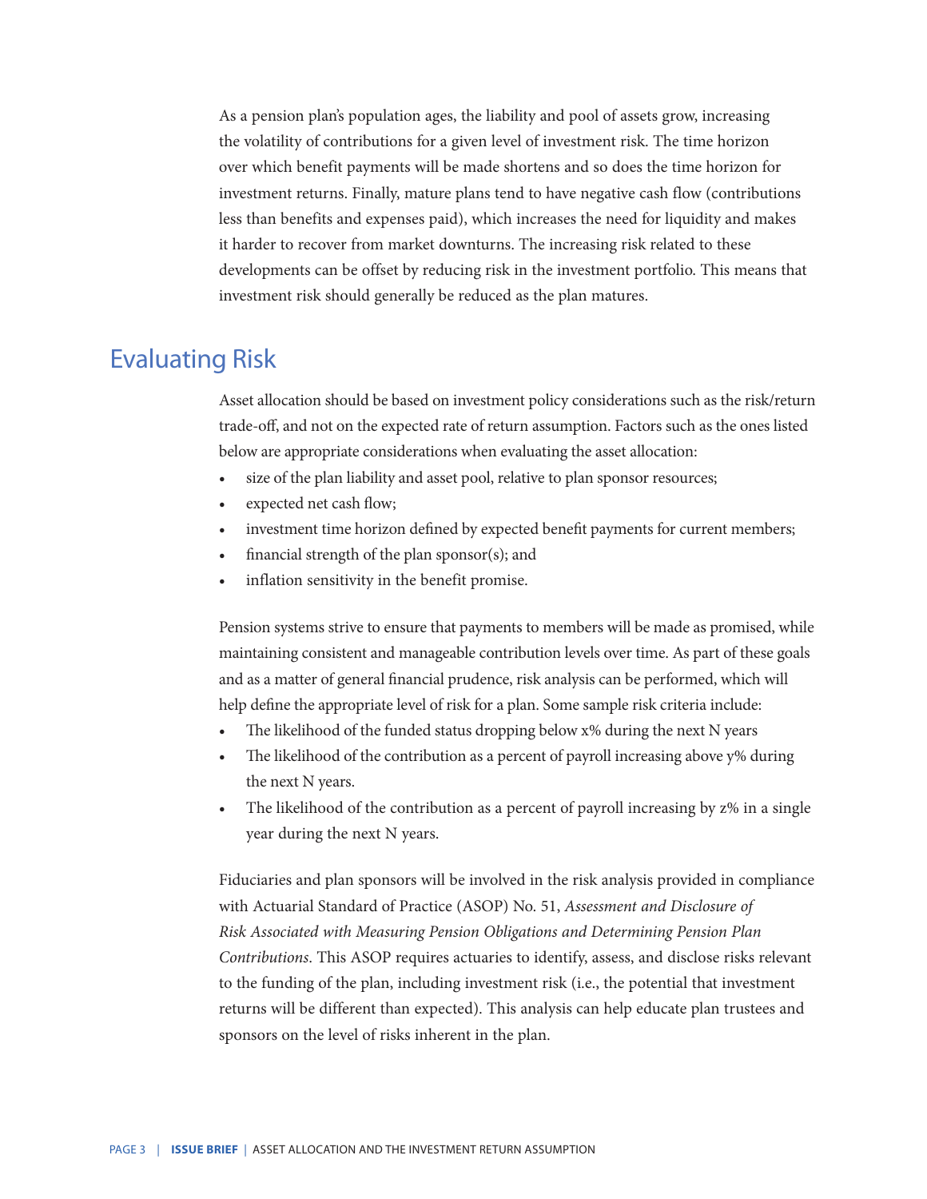As a pension plan's population ages, the liability and pool of assets grow, increasing the volatility of contributions for a given level of investment risk. The time horizon over which benefit payments will be made shortens and so does the time horizon for investment returns. Finally, mature plans tend to have negative cash flow (contributions less than benefits and expenses paid), which increases the need for liquidity and makes it harder to recover from market downturns. The increasing risk related to these developments can be offset by reducing risk in the investment portfolio. This means that investment risk should generally be reduced as the plan matures.

## Evaluating Risk

Asset allocation should be based on investment policy considerations such as the risk/return trade-off, and not on the expected rate of return assumption. Factors such as the ones listed below are appropriate considerations when evaluating the asset allocation:

- size of the plan liability and asset pool, relative to plan sponsor resources;
- expected net cash flow;
- investment time horizon defined by expected benefit payments for current members;
- financial strength of the plan sponsor(s); and
- inflation sensitivity in the benefit promise.

Pension systems strive to ensure that payments to members will be made as promised, while maintaining consistent and manageable contribution levels over time. As part of these goals and as a matter of general financial prudence, risk analysis can be performed, which will help define the appropriate level of risk for a plan. Some sample risk criteria include:

- The likelihood of the funded status dropping below x% during the next N years
- The likelihood of the contribution as a percent of payroll increasing above y% during the next N years.
- The likelihood of the contribution as a percent of payroll increasing by z% in a single year during the next N years.

Fiduciaries and plan sponsors will be involved in the risk analysis provided in compliance with Actuarial Standard of Practice (ASOP) No. 51, *Assessment and Disclosure of Risk Associated with Measuring Pension Obligations and Determining Pension Plan Contributions*. This ASOP requires actuaries to identify, assess, and disclose risks relevant to the funding of the plan, including investment risk (i.e., the potential that investment returns will be different than expected). This analysis can help educate plan trustees and sponsors on the level of risks inherent in the plan.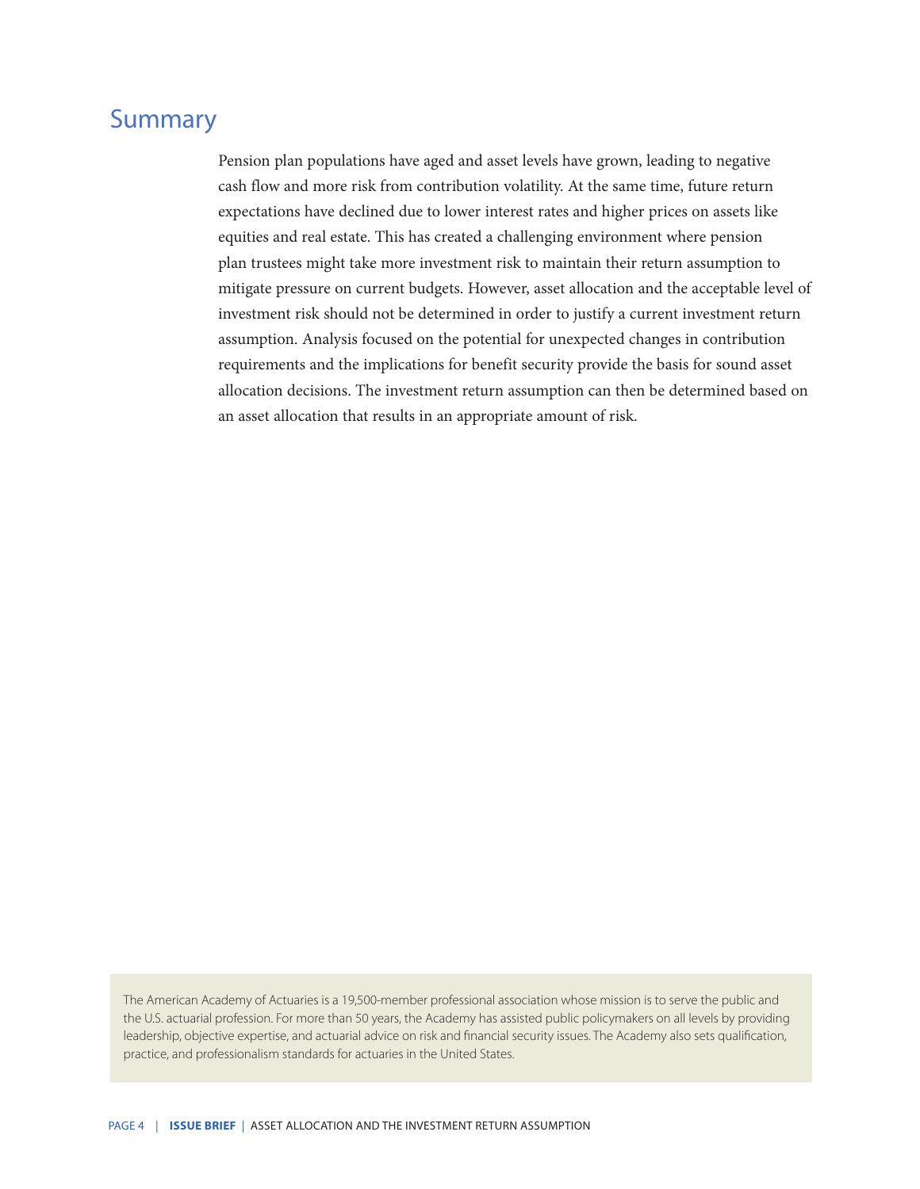## Summary

Pension plan populations have aged and asset levels have grown, leading to negative cash flow and more risk from contribution volatility. At the same time, future return expectations have declined due to lower interest rates and higher prices on assets like equities and real estate. This has created a challenging environment where pension plan trustees might take more investment risk to maintain their return assumption to mitigate pressure on current budgets. However, asset allocation and the acceptable level of investment risk should not be determined in order to justify a current investment return assumption. Analysis focused on the potential for unexpected changes in contribution requirements and the implications for benefit security provide the basis for sound asset allocation decisions. The investment return assumption can then be determined based on an asset allocation that results in an appropriate amount of risk.

The American Academy of Actuaries is a 19,500-member professional association whose mission is to serve the public and the U.S. actuarial profession. For more than 50 years, the Academy has assisted public policymakers on all levels by providing leadership, objective expertise, and actuarial advice on risk and financial security issues. The Academy also sets qualification, practice, and professionalism standards for actuaries in the United States.